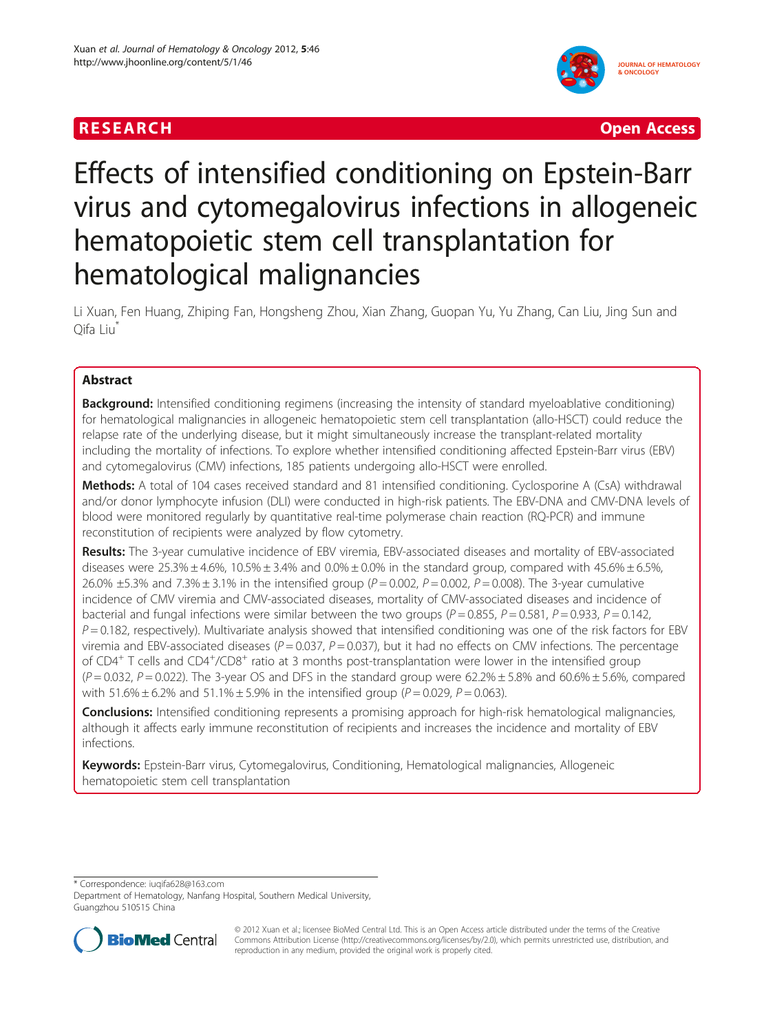RESEARCH Open Access

# Effects of intensified conditioning on Epstein-Barr virus and cytomegalovirus infections in allogeneic hematopoietic stem cell transplantation for hematological malignancies

Li Xuan, Fen Huang, Zhiping Fan, Hongsheng Zhou, Xian Zhang, Guopan Yu, Yu Zhang, Can Liu, Jing Sun and Qifa Liu*

## Abstract

**Background:** Intensified conditioning regimens (increasing the intensity of standard myeloablative conditioning) for hematological malignancies in allogeneic hematopoietic stem cell transplantation (allo-HSCT) could reduce the relapse rate of the underlying disease, but it might simultaneously increase the transplant-related mortality including the mortality of infections. To explore whether intensified conditioning affected Epstein-Barr virus (EBV) and cytomegalovirus (CMV) infections, 185 patients undergoing allo-HSCT were enrolled.

**Methods:** A total of 104 cases received standard and 81 intensified conditioning. Cyclosporine A (CsA) withdrawal and/or donor lymphocyte infusion (DLI) were conducted in high-risk patients. The EBV-DNA and CMV-DNA levels of blood were monitored regularly by quantitative real-time polymerase chain reaction (RQ-PCR) and immune reconstitution of recipients were analyzed by flow cytometry.

**Results:** The 3-year cumulative incidence of EBV viremia, EBV-associated diseases and mortality of EBV-associated diseases were 25.3% ± 4.6%, 10.5% ± 3.4% and 0.0% ± 0.0% in the standard group, compared with 45.6% ± 6.5%, 26.0% ±5.3% and 7.3% ± 3.1% in the intensified group ($P = 0.002$, $P = 0.002$, $P = 0.008$). The 3-year cumulative incidence of CMV viremia and CMV-associated diseases, mortality of CMV-associated diseases and incidence of bacterial and fungal infections were similar between the two groups ($P = 0.855$, $P = 0.581$, $P = 0.933$, $P = 0.142$, $P = 0.182$, respectively). Multivariate analysis showed that intensified conditioning was one of the risk factors for EBV viremia and EBV-associated diseases ($P = 0.037$, $P = 0.037$), but it had no effects on CMV infections. The percentage of $CD4^+$ T cells and $CD4^+/CD8^+$ ratio at 3 months post-transplantation were lower in the intensified group ($P = 0.032$, $P = 0.022$). The 3-year OS and DFS in the standard group were 62.2% ± 5.8% and 60.6% ± 5.6%, compared with 51.6% ± 6.2% and 51.1% ± 5.9% in the intensified group ($P = 0.029$, $P = 0.063$).

**Conclusions:** Intensified conditioning represents a promising approach for high-risk hematological malignancies, although it affects early immune reconstitution of recipients and increases the incidence and mortality of EBV infections.

**Keywords:** Epstein-Barr virus, Cytomegalovirus, Conditioning, Hematological malignancies, Allogeneic hematopoietic stem cell transplantation

* Correspondence: iuqifa628@163.com
Department of Hematology, Nanfang Hospital, Southern Medical University, Guangzhou 510515 China

© 2012 Xuan et al.; licensee BioMed Central Ltd. This is an Open Access article distributed under the terms of the Creative Commons Attribution License (http://creativecommons.org/licenses/by/2.0), which permits unrestricted use, distribution, and reproduction in any medium, provided the original work is properly cited.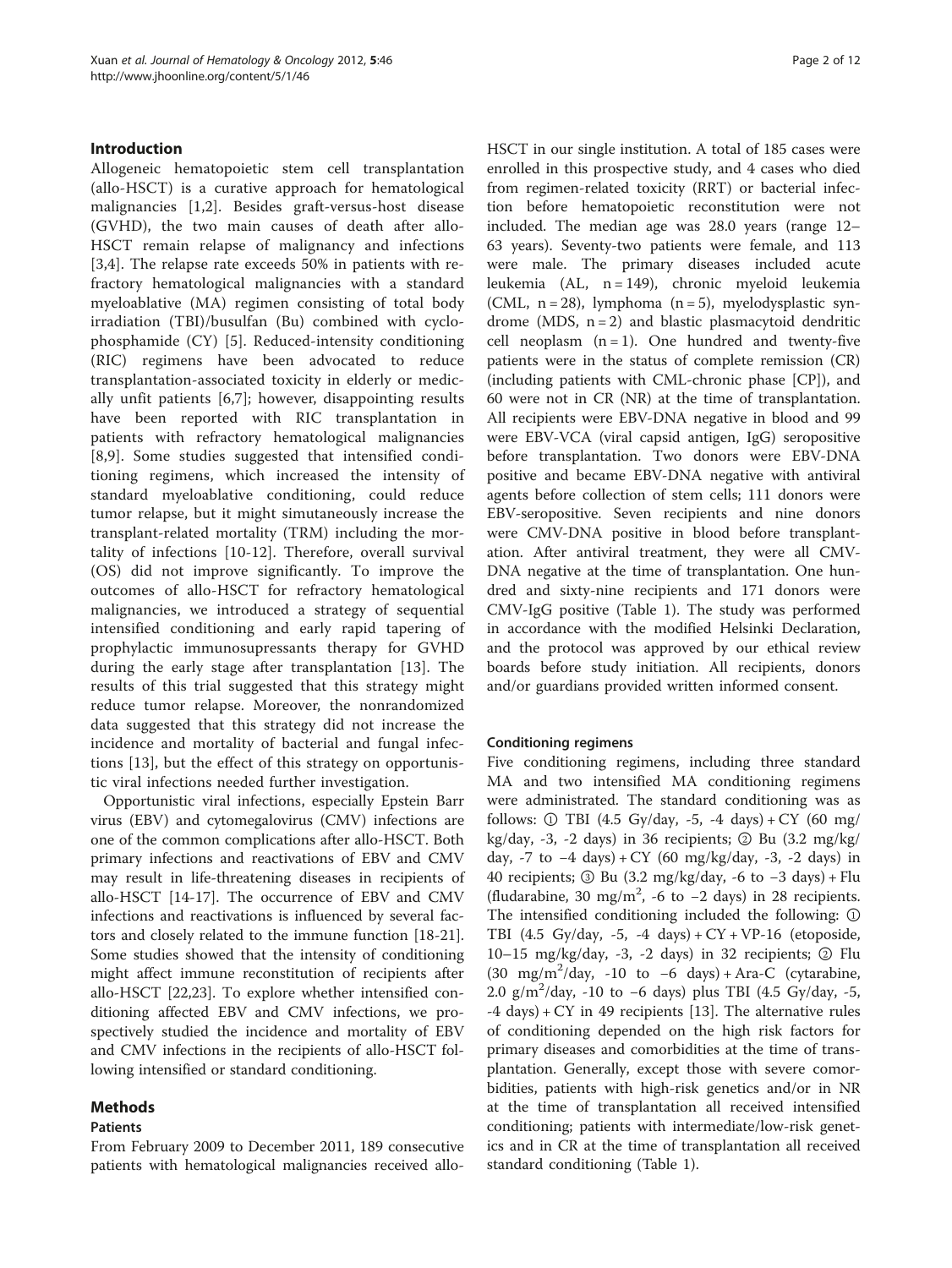## Introduction

Allogeneic hematopoietic stem cell transplantation (allo-HSCT) is a curative approach for hematological malignancies [1,2]. Besides graft-versus-host disease (GVHD), the two main causes of death after allo-HSCT remain relapse of malignancy and infections [3,4]. The relapse rate exceeds 50% in patients with refractory hematological malignancies with a standard myeloablative (MA) regimen consisting of total body irradiation (TBI)/busulfan (Bu) combined with cyclophosphamide (CY) [5]. Reduced-intensity conditioning (RIC) regimens have been advocated to reduce transplantation-associated toxicity in elderly or medically unfit patients [6,7]; however, disappointing results have been reported with RIC transplantation in patients with refractory hematological malignancies [8,9]. Some studies suggested that intensified conditioning regimens, which increased the intensity of standard myeloablative conditioning, could reduce tumor relapse, but it might simutaneously increase the transplant-related mortality (TRM) including the mortality of infections [10-12]. Therefore, overall survival (OS) did not improve significantly. To improve the outcomes of allo-HSCT for refractory hematological malignancies, we introduced a strategy of sequential intensified conditioning and early rapid tapering of prophylactic immunosupressants therapy for GVHD during the early stage after transplantation [13]. The results of this trial suggested that this strategy might reduce tumor relapse. Moreover, the nonrandomized data suggested that this strategy did not increase the incidence and mortality of bacterial and fungal infections [13], but the effect of this strategy on opportunistic viral infections needed further investigation.

Opportunistic viral infections, especially Epstein Barr virus (EBV) and cytomegalovirus (CMV) infections are one of the common complications after allo-HSCT. Both primary infections and reactivations of EBV and CMV may result in life-threatening diseases in recipients of allo-HSCT [14-17]. The occurrence of EBV and CMV infections and reactivations is influenced by several factors and closely related to the immune function [18-21]. Some studies showed that the intensity of conditioning might affect immune reconstitution of recipients after allo-HSCT [22,23]. To explore whether intensified conditioning affected EBV and CMV infections, we prospectively studied the incidence and mortality of EBV and CMV infections in the recipients of allo-HSCT following intensified or standard conditioning.

## Methods

### Patients

From February 2009 to December 2011, 189 consecutive patients with hematological malignancies received allo-HSCT in our single institution. A total of 185 cases were enrolled in this prospective study, and 4 cases who died from regimen-related toxicity (RRT) or bacterial infection before hematopoietic reconstitution were not included. The median age was 28.0 years (range 12–63 years). Seventy-two patients were female, and 113 were male. The primary diseases included acute leukemia (AL, n = 149), chronic myeloid leukemia (CML, n = 28), lymphoma (n = 5), myelodysplastic syndrome (MDS, n = 2) and blastic plasmacytoid dendritic cell neoplasm (n = 1). One hundred and twenty-five patients were in the status of complete remission (CR) (including patients with CML-chronic phase [CP]), and 60 were not in CR (NR) at the time of transplantation. All recipients were EBV-DNA negative in blood and 99 were EBV-VCA (viral capsid antigen, IgG) seropositive before transplantation. Two donors were EBV-DNA positive and became EBV-DNA negative with antiviral agents before collection of stem cells; 111 donors were EBV-seropositive. Seven recipients and nine donors were CMV-DNA positive in blood before transplantation. After antiviral treatment, they were all CMV-DNA negative at the time of transplantation. One hundred and sixty-nine recipients and 171 donors were CMV-IgG positive (Table 1). The study was performed in accordance with the modified Helsinki Declaration, and the protocol was approved by our ethical review boards before study initiation. All recipients, donors and/or guardians provided written informed consent.

### Conditioning regimens

Five conditioning regimens, including three standard MA and two intensified MA conditioning regimens were administrated. The standard conditioning was as follows: ① TBI (4.5 Gy/day, -5, -4 days) + CY (60 mg/kg/day, -3, -2 days) in 36 recipients; ② Bu (3.2 mg/kg/day, -7 to −4 days) + CY (60 mg/kg/day, -3, -2 days) in 40 recipients; ③ Bu (3.2 mg/kg/day, -6 to −3 days) + Flu (fludarabine, 30 mg/m$^2$, -6 to −2 days) in 28 recipients. The intensified conditioning included the following: ① TBI (4.5 Gy/day, -5, -4 days) + CY + VP-16 (etoposide, 10–15 mg/kg/day, -3, -2 days) in 32 recipients; ② Flu (30 mg/m$^2$/day, -10 to −6 days) + Ara-C (cytarabine, 2.0 g/m$^2$/day, -10 to −6 days) plus TBI (4.5 Gy/day, -5, -4 days) + CY in 49 recipients [13]. The alternative rules of conditioning depended on the high risk factors for primary diseases and comorbidities at the time of transplantation. Generally, except those with severe comorbidities, patients with high-risk genetics and/or in NR at the time of transplantation all received intensified conditioning; patients with intermediate/low-risk genetics and in CR at the time of transplantation all received standard conditioning (Table 1).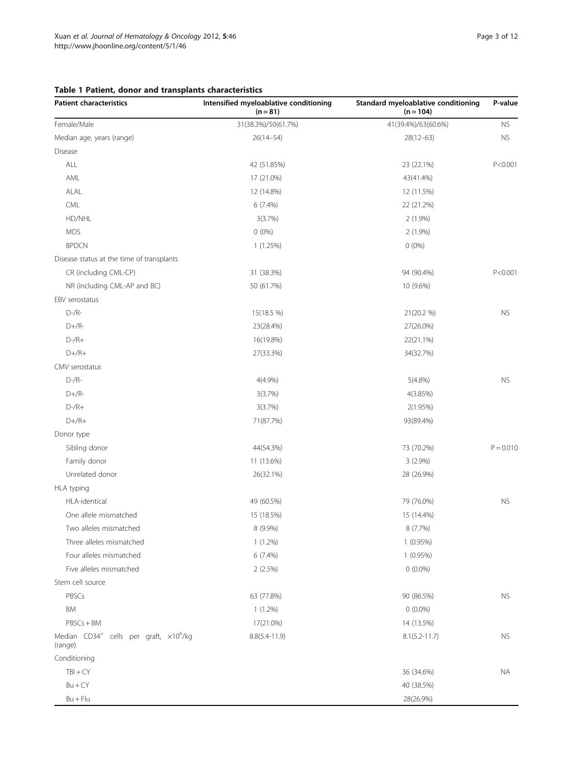**Table 1 Patient, donor and transplants characteristics**

| Patient characteristics | Intensified myeloablative conditioning (n = 81) | Standard myeloablative conditioning (n = 104) | P-value |
|---|---|---|---|
| Female/Male | 31(38.3%)/50(61.7%) | 41(39.4%)/63(60.6%) | NS |
| Median age, years (range) | 26(14–54) | 28(12–63) | NS |
| Disease | | | |
| ALL | 42 (51.85%) | 23 (22.1%) | P<0.001 |
| AML | 17 (21.0%) | 43(41.4%) | |
| ALAL | 12 (14.8%) | 12 (11.5%) | |
| CML | 6 (7.4%) | 22 (21.2%) | |
| HD/NHL | 3(3.7%) | 2 (1.9%) | |
| MDS | 0 (0%) | 2 (1.9%) | |
| BPDCN | 1 (1.25%) | 0 (0%) | |
| Disease status at the time of transplants | | | |
| CR (including CML-CP) | 31 (38.3%) | 94 (90.4%) | P<0.001 |
| NR (including CML-AP and BC) | 50 (61.7%) | 10 (9.6%) | |
| EBV serostatus | | | |
| D-/R- | 15(18.5 %) | 21(20.2 %) | NS |
| D+/R- | 23(28.4%) | 27(26.0%) | |
| D-/R+ | 16(19.8%) | 22(21.1%) | |
| D+/R+ | 27(33.3%) | 34(32.7%) | |
| CMV serostatus | | | |
| D-/R- | 4(4.9%) | 5(4.8%) | NS |
| D+/R- | 3(3.7%) | 4(3.85%) | |
| D-/R+ | 3(3.7%) | 2(1.95%) | |
| D+/R+ | 71(87.7%) | 93(89.4%) | |
| Donor type | | | |
| Sibling donor | 44(54.3%) | 73 (70.2%) | P = 0.010 |
| Family donor | 11 (13.6%) | 3 (2.9%) | |
| Unrelated donor | 26(32.1%) | 28 (26.9%) | |
| HLA typing | | | |
| HLA-identical | 49 (60.5%) | 79 (76.0%) | NS |
| One allele mismatched | 15 (18.5%) | 15 (14.4%) | |
| Two alleles mismatched | 8 (9.9%) | 8 (7.7%) | |
| Three alleles mismatched | 1 (1.2%) | 1 (0.95%) | |
| Four alleles mismatched | 6 (7.4%) | 1 (0.95%) | |
| Five alleles mismatched | 2 (2.5%) | 0 (0.0%) | |
| Stem cell source | | | |
| PBSCs | 63 (77.8%) | 90 (86.5%) | NS |
| BM | 1 (1.2%) | 0 (0.0%) | |
| PBSCs + BM | 17(21.0%) | 14 (13.5%) | |
| Median $CD34^{+}$ cells per graft, $\times 10^{6}$/kg (range) | 8.8(5.4-11.9) | 8.1(5.2-11.7) | NS |
| Conditioning | | | |
| TBI + CY | | 36 (34.6%) | NA |
| Bu + CY | | 40 (38.5%) | |
| Bu + Flu | | 28(26.9%) | |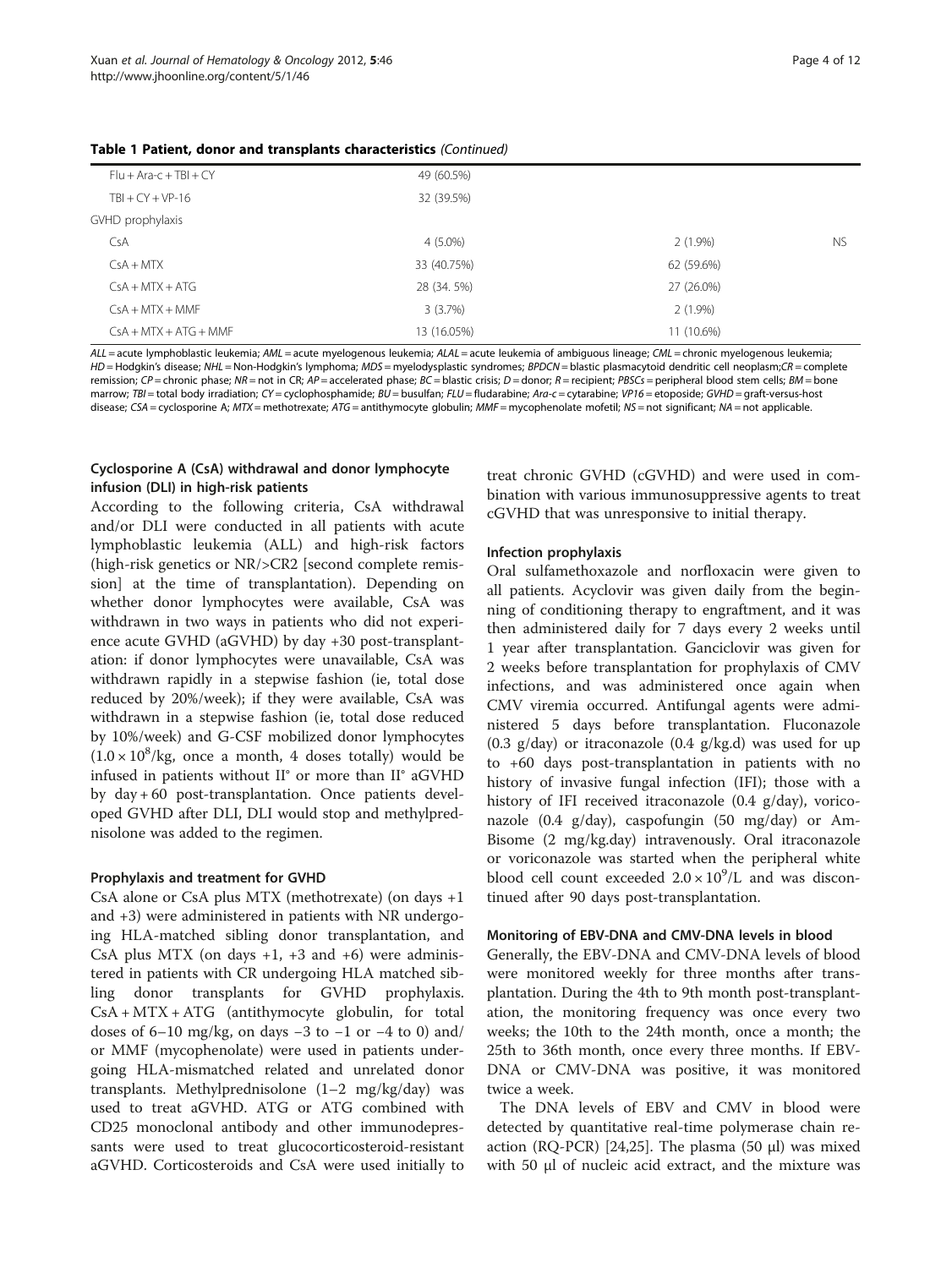**Table 1 Patient, donor and transplants characteristics** *(Continued)*

| | | | |
|---|---|---|---|
| Flu + Ara-c + TBI + CY | 49 (60.5%) | | |
| TBI + CY + VP-16 | 32 (39.5%) | | |
| GVHD prophylaxis | | | |
| CsA | 4 (5.0%) | 2 (1.9%) | NS |
| CsA + MTX | 33 (40.75%) | 62 (59.6%) | |
| CsA + MTX + ATG | 28 (34. 5%) | 27 (26.0%) | |
| CsA + MTX + MMF | 3 (3.7%) | 2 (1.9%) | |
| CsA + MTX + ATG + MMF | 13 (16.05%) | 11 (10.6%) | |

*ALL* = acute lymphoblastic leukemia; *AML* = acute myelogenous leukemia; *ALAL* = acute leukemia of ambiguous lineage; *CML* = chronic myelogenous leukemia; *HD* = Hodgkin's disease; *NHL* = Non-Hodgkin's lymphoma; *MDS* = myelodysplastic syndromes; *BPDCN* = blastic plasmacytoid dendritic cell neoplasm;*CR* = complete remission; *CP* = chronic phase; *NR* = not in CR; *AP* = accelerated phase; *BC* = blastic crisis; *D* = donor; *R* = recipient; *PBSCs* = peripheral blood stem cells; *BM* = bone marrow; *TBI* = total body irradiation; *CY* = cyclophosphamide; *BU* = busulfan; *FLU* = fludarabine; *Ara-c* = cytarabine; *VP16* = etoposide; *GVHD* = graft-versus-host disease; *CSA* = cyclosporine A; *MTX* = methotrexate; *ATG* = antithymocyte globulin; *MMF* = mycophenolate mofetil; *NS* = not significant; *NA* = not applicable.

### Cyclosporine A (CsA) withdrawal and donor lymphocyte infusion (DLI) in high-risk patients

According to the following criteria, CsA withdrawal and/or DLI were conducted in all patients with acute lymphoblastic leukemia (ALL) and high-risk factors (high-risk genetics or NR/>CR2 [second complete remission] at the time of transplantation). Depending on whether donor lymphocytes were available, CsA was withdrawn in two ways in patients who did not experience acute GVHD (aGVHD) by day +30 post-transplantation: if donor lymphocytes were unavailable, CsA was withdrawn rapidly in a stepwise fashion (ie, total dose reduced by 20%/week); if they were available, CsA was withdrawn in a stepwise fashion (ie, total dose reduced by 10%/week) and G-CSF mobilized donor lymphocytes ($1.0 \times 10^8$/kg, once a month, 4 doses totally) would be infused in patients without II° or more than II° aGVHD by day + 60 post-transplantation. Once patients developed GVHD after DLI, DLI would stop and methylprednisolone was added to the regimen.

### Prophylaxis and treatment for GVHD

CsA alone or CsA plus MTX (methotrexate) (on days +1 and +3) were administered in patients with NR undergoing HLA-matched sibling donor transplantation, and CsA plus MTX (on days +1, +3 and +6) were administered in patients with CR undergoing HLA matched sibling donor transplants for GVHD prophylaxis. CsA + MTX + ATG (antithymocyte globulin, for total doses of 6–10 mg/kg, on days −3 to −1 or −4 to 0) and/or MMF (mycophenolate) were used in patients undergoing HLA-mismatched related and unrelated donor transplants. Methylprednisolone (1–2 mg/kg/day) was used to treat aGVHD. ATG or ATG combined with CD25 monoclonal antibody and other immunodepressants were used to treat glucocorticosteroid-resistant aGVHD. Corticosteroids and CsA were used initially to treat chronic GVHD (cGVHD) and were used in combination with various immunosuppressive agents to treat cGVHD that was unresponsive to initial therapy.

### Infection prophylaxis

Oral sulfamethoxazole and norfloxacin were given to all patients. Acyclovir was given daily from the beginning of conditioning therapy to engraftment, and it was then administered daily for 7 days every 2 weeks until 1 year after transplantation. Ganciclovir was given for 2 weeks before transplantation for prophylaxis of CMV infections, and was administered once again when CMV viremia occurred. Antifungal agents were administered 5 days before transplantation. Fluconazole (0.3 g/day) or itraconazole (0.4 g/kg.d) was used for up to +60 days post-transplantation in patients with no history of invasive fungal infection (IFI); those with a history of IFI received itraconazole (0.4 g/day), voriconazole (0.4 g/day), caspofungin (50 mg/day) or AmBisome (2 mg/kg.day) intravenously. Oral itraconazole or voriconazole was started when the peripheral white blood cell count exceeded $2.0 \times 10^9$/L and was discontinued after 90 days post-transplantation.

### Monitoring of EBV-DNA and CMV-DNA levels in blood

Generally, the EBV-DNA and CMV-DNA levels of blood were monitored weekly for three months after transplantation. During the 4th to 9th month post-transplantation, the monitoring frequency was once every two weeks; the 10th to the 24th month, once a month; the 25th to 36th month, once every three months. If EBV-DNA or CMV-DNA was positive, it was monitored twice a week.

The DNA levels of EBV and CMV in blood were detected by quantitative real-time polymerase chain reaction (RQ-PCR) [24,25]. The plasma (50 μl) was mixed with 50 μl of nucleic acid extract, and the mixture was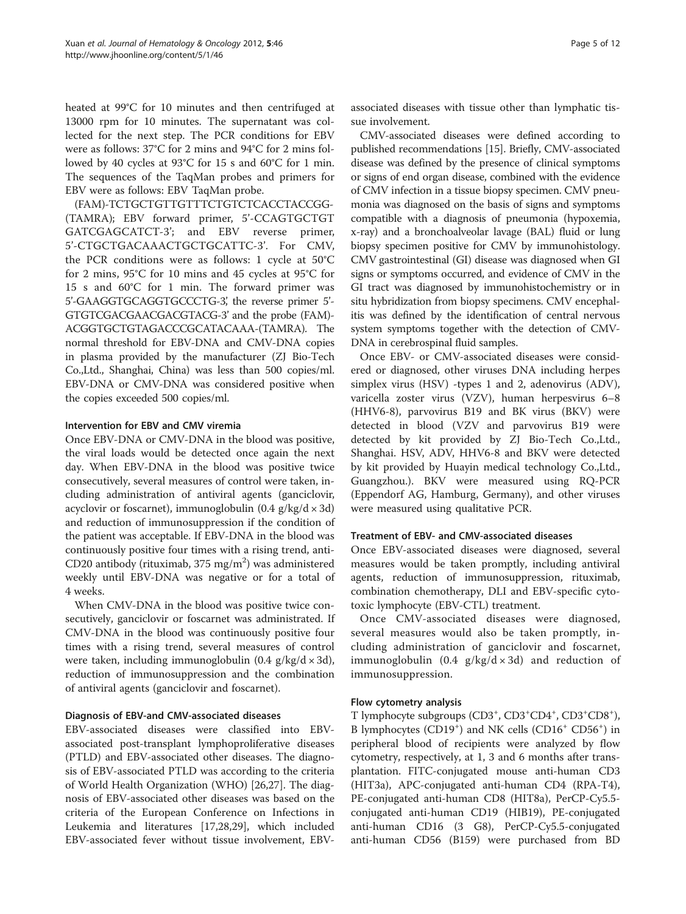heated at 99°C for 10 minutes and then centrifuged at 13000 rpm for 10 minutes. The supernatant was collected for the next step. The PCR conditions for EBV were as follows: 37°C for 2 mins and 94°C for 2 mins followed by 40 cycles at 93°C for 15 s and 60°C for 1 min. The sequences of the TaqMan probes and primers for EBV were as follows: EBV TaqMan probe.

(FAM)-TCTGCTGTTGTTTCTGTCTCACCTACCGG-(TAMRA); EBV forward primer, 5'-CCAGTGCTGTGATCGAGCATCT-3'; and EBV reverse primer, 5'-CTGCTGACAAACTGCTGCATTC-3'. For CMV, the PCR conditions were as follows: 1 cycle at 50°C for 2 mins, 95°C for 10 mins and 45 cycles at 95°C for 15 s and 60°C for 1 min. The forward primer was 5'-GAAGGTGCAGGTGCCCTG-3', the reverse primer 5'-GTGTCGACGAACGACGTACG-3' and the probe (FAM)-ACGGTGCTGTAGACCCGCATACAAA-(TAMRA). The normal threshold for EBV-DNA and CMV-DNA copies in plasma provided by the manufacturer (ZJ Bio-Tech Co.,Ltd., Shanghai, China) was less than 500 copies/ml. EBV-DNA or CMV-DNA was considered positive when the copies exceeded 500 copies/ml.

### Intervention for EBV and CMV viremia

Once EBV-DNA or CMV-DNA in the blood was positive, the viral loads would be detected once again the next day. When EBV-DNA in the blood was positive twice consecutively, several measures of control were taken, including administration of antiviral agents (ganciclovir, acyclovir or foscarnet), immunoglobulin (0.4 g/kg/d × 3d) and reduction of immunosuppression if the condition of the patient was acceptable. If EBV-DNA in the blood was continuously positive four times with a rising trend, anti-CD20 antibody (rituximab, 375 mg/m$^2$) was administered weekly until EBV-DNA was negative or for a total of 4 weeks.

When CMV-DNA in the blood was positive twice consecutively, ganciclovir or foscarnet was administrated. If CMV-DNA in the blood was continuously positive four times with a rising trend, several measures of control were taken, including immunoglobulin (0.4 g/kg/d × 3d), reduction of immunosuppression and the combination of antiviral agents (ganciclovir and foscarnet).

### Diagnosis of EBV-and CMV-associated diseases

EBV-associated diseases were classified into EBV-associated post-transplant lymphoproliferative diseases (PTLD) and EBV-associated other diseases. The diagnosis of EBV-associated PTLD was according to the criteria of World Health Organization (WHO) [26,27]. The diagnosis of EBV-associated other diseases was based on the criteria of the European Conference on Infections in Leukemia and literatures [17,28,29], which included EBV-associated fever without tissue involvement, EBV-associated diseases with tissue other than lymphatic tissue involvement.

CMV-associated diseases were defined according to published recommendations [15]. Briefly, CMV-associated disease was defined by the presence of clinical symptoms or signs of end organ disease, combined with the evidence of CMV infection in a tissue biopsy specimen. CMV pneumonia was diagnosed on the basis of signs and symptoms compatible with a diagnosis of pneumonia (hypoxemia, x-ray) and a bronchoalveolar lavage (BAL) fluid or lung biopsy specimen positive for CMV by immunohistology. CMV gastrointestinal (GI) disease was diagnosed when GI signs or symptoms occurred, and evidence of CMV in the GI tract was diagnosed by immunohistochemistry or in situ hybridization from biopsy specimens. CMV encephalitis was defined by the identification of central nervous system symptoms together with the detection of CMV-DNA in cerebrospinal fluid samples.

Once EBV- or CMV-associated diseases were considered or diagnosed, other viruses DNA including herpes simplex virus (HSV) -types 1 and 2, adenovirus (ADV), varicella zoster virus (VZV), human herpesvirus 6–8 (HHV6-8), parvovirus B19 and BK virus (BKV) were detected in blood (VZV and parvovirus B19 were detected by kit provided by ZJ Bio-Tech Co.,Ltd., Shanghai. HSV, ADV, HHV6-8 and BKV were detected by kit provided by Huayin medical technology Co.,Ltd., Guangzhou.). BKV were measured using RQ-PCR (Eppendorf AG, Hamburg, Germany), and other viruses were measured using qualitative PCR.

### Treatment of EBV- and CMV-associated diseases

Once EBV-associated diseases were diagnosed, several measures would be taken promptly, including antiviral agents, reduction of immunosuppression, rituximab, combination chemotherapy, DLI and EBV-specific cytotoxic lymphocyte (EBV-CTL) treatment.

Once CMV-associated diseases were diagnosed, several measures would also be taken promptly, including administration of ganciclovir and foscarnet, immunoglobulin (0.4 g/kg/d × 3d) and reduction of immunosuppression.

### Flow cytometry analysis

T lymphocyte subgroups (CD3$^+$, CD3$^+$CD4$^+$, CD3$^+$CD8$^+$), B lymphocytes (CD19$^+$) and NK cells (CD16$^+$ CD56$^+$) in peripheral blood of recipients were analyzed by flow cytometry, respectively, at 1, 3 and 6 months after transplantation. FITC-conjugated mouse anti-human CD3 (HIT3a), APC-conjugated anti-human CD4 (RPA-T4), PE-conjugated anti-human CD8 (HIT8a), PerCP-Cy5.5-conjugated anti-human CD19 (HIB19), PE-conjugated anti-human CD16 (3 G8), PerCP-Cy5.5-conjugated anti-human CD56 (B159) were purchased from BD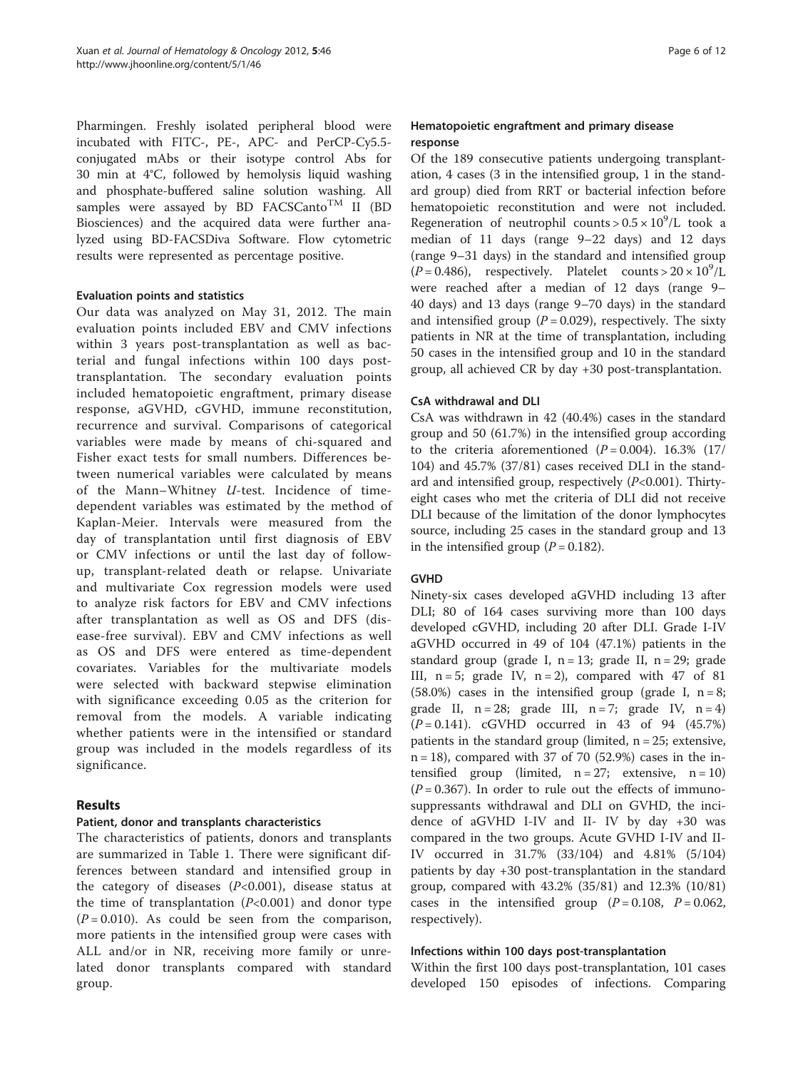Pharmingen. Freshly isolated peripheral blood were incubated with FITC-, PE-, APC- and PerCP-Cy5.5-conjugated mAbs or their isotype control Abs for 30 min at 4°C, followed by hemolysis liquid washing and phosphate-buffered saline solution washing. All samples were assayed by BD FACSCanto™ II (BD Biosciences) and the acquired data were further analyzed using BD-FACSDiva Software. Flow cytometric results were represented as percentage positive.

### Evaluation points and statistics

Our data was analyzed on May 31, 2012. The main evaluation points included EBV and CMV infections within 3 years post-transplantation as well as bacterial and fungal infections within 100 days post-transplantation. The secondary evaluation points included hematopoietic engraftment, primary disease response, aGVHD, cGVHD, immune reconstitution, recurrence and survival. Comparisons of categorical variables were made by means of chi-squared and Fisher exact tests for small numbers. Differences between numerical variables were calculated by means of the Mann–Whitney *U*-test. Incidence of time-dependent variables was estimated by the method of Kaplan-Meier. Intervals were measured from the day of transplantation until first diagnosis of EBV or CMV infections or until the last day of follow-up, transplant-related death or relapse. Univariate and multivariate Cox regression models were used to analyze risk factors for EBV and CMV infections after transplantation as well as OS and DFS (disease-free survival). EBV and CMV infections as well as OS and DFS were entered as time-dependent covariates. Variables for the multivariate models were selected with backward stepwise elimination with significance exceeding 0.05 as the criterion for removal from the models. A variable indicating whether patients were in the intensified or standard group was included in the models regardless of its significance.

## Results

### Patient, donor and transplants characteristics

The characteristics of patients, donors and transplants are summarized in Table 1. There were significant differences between standard and intensified group in the category of diseases ($P<0.001$), disease status at the time of transplantation ($P<0.001$) and donor type ($P = 0.010$). As could be seen from the comparison, more patients in the intensified group were cases with ALL and/or in NR, receiving more family or unrelated donor transplants compared with standard group.

### Hematopoietic engraftment and primary disease response

Of the 189 consecutive patients undergoing transplantation, 4 cases (3 in the intensified group, 1 in the standard group) died from RRT or bacterial infection before hematopoietic reconstitution and were not included. Regeneration of neutrophil counts $> 0.5 \times 10^9$/L took a median of 11 days (range 9–22 days) and 12 days (range 9–31 days) in the standard and intensified group ($P = 0.486$), respectively. Platelet counts $> 20 \times 10^9$/L were reached after a median of 12 days (range 9–40 days) and 13 days (range 9–70 days) in the standard and intensified group ($P = 0.029$), respectively. The sixty patients in NR at the time of transplantation, including 50 cases in the intensified group and 10 in the standard group, all achieved CR by day +30 post-transplantation.

### CsA withdrawal and DLI

CsA was withdrawn in 42 (40.4%) cases in the standard group and 50 (61.7%) in the intensified group according to the criteria aforementioned ($P = 0.004$). 16.3% (17/104) and 45.7% (37/81) cases received DLI in the standard and intensified group, respectively ($P<0.001$). Thirty-eight cases who met the criteria of DLI did not receive DLI because of the limitation of the donor lymphocytes source, including 25 cases in the standard group and 13 in the intensified group ($P = 0.182$).

### GVHD

Ninety-six cases developed aGVHD including 13 after DLI; 80 of 164 cases surviving more than 100 days developed cGVHD, including 20 after DLI. Grade I-IV aGVHD occurred in 49 of 104 (47.1%) patients in the standard group (grade I, n = 13; grade II, n = 29; grade III, n = 5; grade IV, n = 2), compared with 47 of 81 (58.0%) cases in the intensified group (grade I, n = 8; grade II, n = 28; grade III, n = 7; grade IV, n = 4) ($P = 0.141$). cGVHD occurred in 43 of 94 (45.7%) patients in the standard group (limited, n = 25; extensive, n = 18), compared with 37 of 70 (52.9%) cases in the intensified group (limited, n = 27; extensive, n = 10) ($P = 0.367$). In order to rule out the effects of immunosuppressants withdrawal and DLI on GVHD, the incidence of aGVHD I-IV and II- IV by day +30 was compared in the two groups. Acute GVHD I-IV and II-IV occurred in 31.7% (33/104) and 4.81% (5/104) patients by day +30 post-transplantation in the standard group, compared with 43.2% (35/81) and 12.3% (10/81) cases in the intensified group ($P = 0.108$, $P = 0.062$, respectively).

### Infections within 100 days post-transplantation

Within the first 100 days post-transplantation, 101 cases developed 150 episodes of infections. Comparing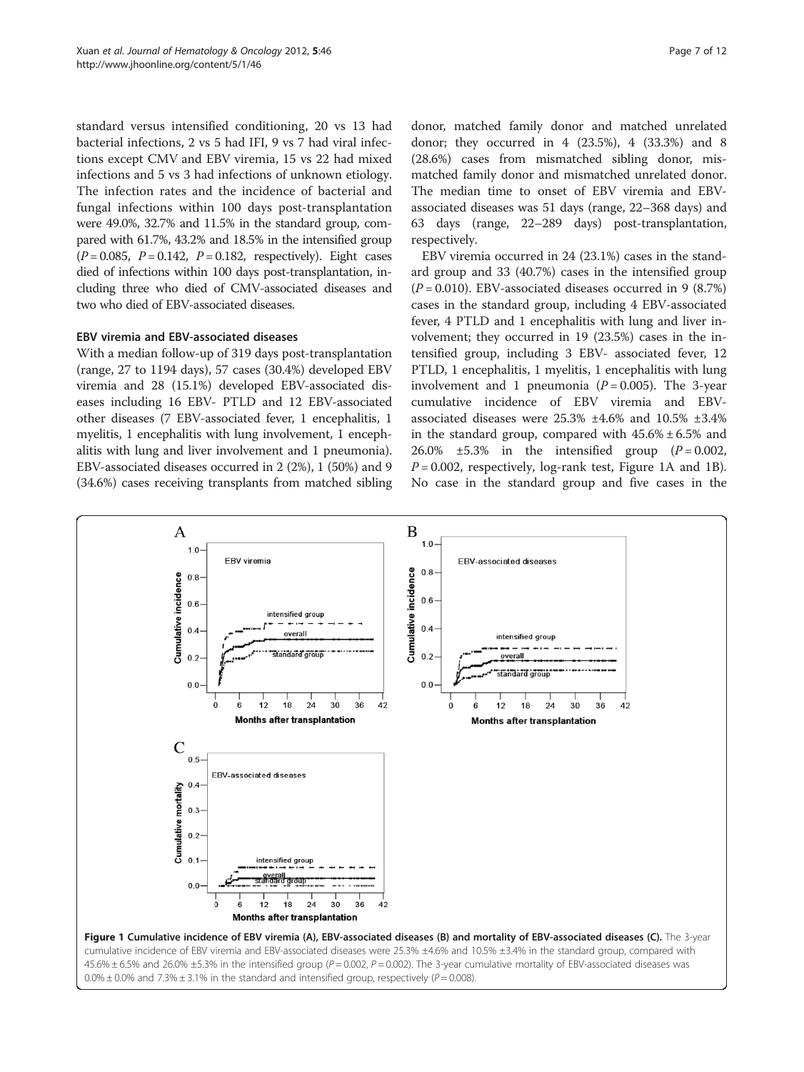standard versus intensified conditioning, 20 vs 13 had bacterial infections, 2 vs 5 had IFI, 9 vs 7 had viral infections except CMV and EBV viremia, 15 vs 22 had mixed infections and 5 vs 3 had infections of unknown etiology. The infection rates and the incidence of bacterial and fungal infections within 100 days post-transplantation were 49.0%, 32.7% and 11.5% in the standard group, compared with 61.7%, 43.2% and 18.5% in the intensified group ($P = 0.085$, $P = 0.142$, $P = 0.182$, respectively). Eight cases died of infections within 100 days post-transplantation, including three who died of CMV-associated diseases and two who died of EBV-associated diseases.

### EBV viremia and EBV-associated diseases

With a median follow-up of 319 days post-transplantation (range, 27 to 1194 days), 57 cases (30.4%) developed EBV viremia and 28 (15.1%) developed EBV-associated diseases including 16 EBV- PTLD and 12 EBV-associated other diseases (7 EBV-associated fever, 1 encephalitis, 1 myelitis, 1 encephalitis with lung involvement, 1 encephalitis with lung and liver involvement and 1 pneumonia). EBV-associated diseases occurred in 2 (2%), 1 (50%) and 9 (34.6%) cases receiving transplants from matched sibling donor, matched family donor and matched unrelated donor; they occurred in 4 (23.5%), 4 (33.3%) and 8 (28.6%) cases from mismatched sibling donor, mismatched family donor and mismatched unrelated donor. The median time to onset of EBV viremia and EBV-associated diseases was 51 days (range, 22–368 days) and 63 days (range, 22–289 days) post-transplantation, respectively.

EBV viremia occurred in 24 (23.1%) cases in the standard group and 33 (40.7%) cases in the intensified group ($P = 0.010$). EBV-associated diseases occurred in 9 (8.7%) cases in the standard group, including 4 EBV-associated fever, 4 PTLD and 1 encephalitis with lung and liver involvement; they occurred in 19 (23.5%) cases in the intensified group, including 3 EBV- associated fever, 12 PTLD, 1 encephalitis, 1 myelitis, 1 encephalitis with lung involvement and 1 pneumonia ($P = 0.005$). The 3-year cumulative incidence of EBV viremia and EBV-associated diseases were 25.3% ±4.6% and 10.5% ±3.4% in the standard group, compared with 45.6% ± 6.5% and 26.0% ±5.3% in the intensified group ($P = 0.002$, $P = 0.002$, respectively, log-rank test, Figure 1A and 1B). No case in the standard group and five cases in the

**Figure 1 Cumulative incidence of EBV viremia (A), EBV-associated diseases (B) and mortality of EBV-associated diseases (C).** The 3-year cumulative incidence of EBV viremia and EBV-associated diseases were 25.3% ±4.6% and 10.5% ±3.4% in the standard group, compared with 45.6% ± 6.5% and 26.0% ±5.3% in the intensified group ($P = 0.002$, $P = 0.002$). The 3-year cumulative mortality of EBV-associated diseases was 0.0% ± 0.0% and 7.3% ± 3.1% in the standard and intensified group, respectively ($P = 0.008$).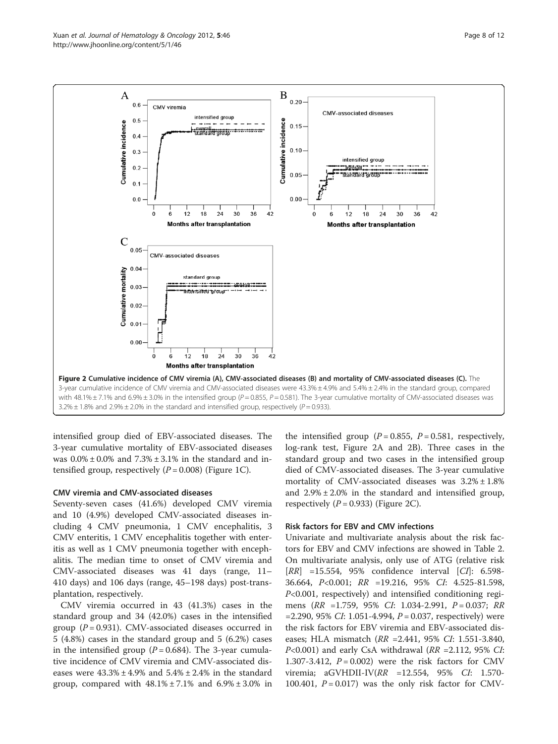Figure 2 Cumulative incidence of CMV viremia (A), CMV-associated diseases (B) and mortality of CMV-associated diseases (C). The 3-year cumulative incidence of CMV viremia and CMV-associated diseases were 43.3% ± 4.9% and 5.4% ± 2.4% in the standard group, compared with 48.1% ± 7.1% and 6.9% ± 3.0% in the intensified group (*P* = 0.855, *P* = 0.581). The 3-year cumulative mortality of CMV-associated diseases was 3.2% ± 1.8% and 2.9% ± 2.0% in the standard and intensified group, respectively (*P* = 0.933).

intensified group died of EBV-associated diseases. The 3-year cumulative mortality of EBV-associated diseases was 0.0% ± 0.0% and 7.3% ± 3.1% in the standard and intensified group, respectively (*P* = 0.008) (Figure 1C).

### CMV viremia and CMV-associated diseases

Seventy-seven cases (41.6%) developed CMV viremia and 10 (4.9%) developed CMV-associated diseases including 4 CMV pneumonia, 1 CMV encephalitis, 3 CMV enteritis, 1 CMV encephalitis together with enteritis as well as 1 CMV pneumonia together with encephalitis. The median time to onset of CMV viremia and CMV-associated diseases was 41 days (range, 11–410 days) and 106 days (range, 45–198 days) post-transplantation, respectively.

CMV viremia occurred in 43 (41.3%) cases in the standard group and 34 (42.0%) cases in the intensified group (*P* = 0.931). CMV-associated diseases occurred in 5 (4.8%) cases in the standard group and 5 (6.2%) cases in the intensified group (*P* = 0.684). The 3-year cumulative incidence of CMV viremia and CMV-associated diseases were 43.3% ± 4.9% and 5.4% ± 2.4% in the standard group, compared with 48.1% ± 7.1% and 6.9% ± 3.0% in the intensified group (*P* = 0.855, *P* = 0.581, respectively, log-rank test, Figure 2A and 2B). Three cases in the standard group and two cases in the intensified group died of CMV-associated diseases. The 3-year cumulative mortality of CMV-associated diseases was 3.2% ± 1.8% and 2.9% ± 2.0% in the standard and intensified group, respectively (*P* = 0.933) (Figure 2C).

### Risk factors for EBV and CMV infections

Univariate and multivariate analysis about the risk factors for EBV and CMV infections are showed in Table 2. On multivariate analysis, only use of ATG (relative risk [*RR*] =15.554, 95% confidence interval [*CI*]: 6.598-36.664, *P*<0.001; *RR* =19.216, 95% *CI*: 4.525-81.598, *P*<0.001, respectively) and intensified conditioning regimens (*RR* =1.759, 95% *CI*: 1.034-2.991, *P* = 0.037; *RR* =2.290, 95% *CI*: 1.051-4.994, *P* = 0.037, respectively) were the risk factors for EBV viremia and EBV-associated diseases; HLA mismatch (*RR* =2.441, 95% *CI*: 1.551-3.840, *P*<0.001) and early CsA withdrawal (*RR* =2.112, 95% *CI*: 1.307-3.412, *P* = 0.002) were the risk factors for CMV viremia; aGVHDII-IV(*RR* =12.554, 95% *CI*: 1.570-100.401, *P* = 0.017) was the only risk factor for CMV-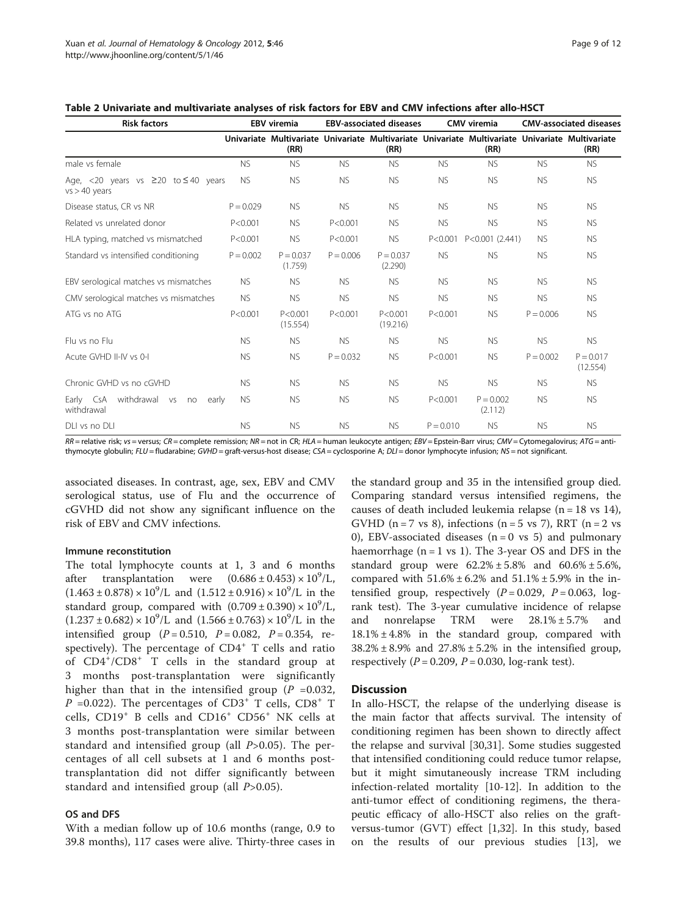**Table 2 Univariate and multivariate analyses of risk factors for EBV and CMV infections after allo-HSCT**

| Risk factors | EBV viremia | | EBV-associated diseases | | CMV viremia | | CMV-associated diseases | |
|---|---|---|---|---|---|---|---|---|
| | Univariate | Multivariate (RR) | Univariate | Multivariate (RR) | Univariate | Multivariate (RR) | Univariate | Multivariate (RR) |
| male vs female | NS | NS | NS | NS | NS | NS | NS | NS |
| Age, <20 years vs ≥20 to ≤40 years vs >40 years | NS | NS | NS | NS | NS | NS | NS | NS |
| Disease status, CR vs NR | P = 0.029 | NS | NS | NS | NS | NS | NS | NS |
| Related vs unrelated donor | P<0.001 | NS | P<0.001 | NS | NS | NS | NS | NS |
| HLA typing, matched vs mismatched | P<0.001 | NS | P<0.001 | NS | P<0.001 | P<0.001 (2.441) | NS | NS |
| Standard vs intensified conditioning | P = 0.002 | P = 0.037 (1.759) | P = 0.006 | P = 0.037 (2.290) | NS | NS | NS | NS |
| EBV serological matches vs mismatches | NS | NS | NS | NS | NS | NS | NS | NS |
| CMV serological matches vs mismatches | NS | NS | NS | NS | NS | NS | NS | NS |
| ATG vs no ATG | P<0.001 | P<0.001 (15.554) | P<0.001 | P<0.001 (19.216) | P<0.001 | NS | P = 0.006 | NS |
| Flu vs no Flu | NS | NS | NS | NS | NS | NS | NS | NS |
| Acute GVHD II-IV vs 0-I | NS | NS | P = 0.032 | NS | P<0.001 | NS | P = 0.002 | P = 0.017 (12.554) |
| Chronic GVHD vs no cGVHD | NS | NS | NS | NS | NS | NS | NS | NS |
| Early CsA withdrawal vs no early withdrawal | NS | NS | NS | NS | P<0.001 | P = 0.002 (2.112) | NS | NS |
| DLI vs no DLI | NS | NS | NS | NS | P = 0.010 | NS | NS | NS |

*RR* = relative risk; *vs* = versus; *CR* = complete remission; *NR* = not in CR; *HLA* = human leukocyte antigen; *EBV* = Epstein-Barr virus; *CMV* = Cytomegalovirus; *ATG* = anti-thymocyte globulin; *FLU* = fludarabine; *GVHD* = graft-versus-host disease; *CSA* = cyclosporine A; *DLI* = donor lymphocyte infusion; *NS* = not significant.

associated diseases. In contrast, age, sex, EBV and CMV serological status, use of Flu and the occurrence of cGVHD did not show any significant influence on the risk of EBV and CMV infections.

### Immune reconstitution

The total lymphocyte counts at 1, 3 and 6 months after transplantation were $(0.686 \pm 0.453) \times 10^9$/L, $(1.463 \pm 0.878) \times 10^9$/L and $(1.512 \pm 0.916) \times 10^9$/L in the standard group, compared with $(0.709 \pm 0.390) \times 10^9$/L, $(1.237 \pm 0.682) \times 10^9$/L and $(1.566 \pm 0.763) \times 10^9$/L in the intensified group ($P = 0.510$, $P = 0.082$, $P = 0.354$, respectively). The percentage of $CD4^+$ T cells and ratio of $CD4^+/CD8^+$ T cells in the standard group at 3 months post-transplantation were significantly higher than that in the intensified group ($P = 0.032$, $P = 0.022$). The percentages of $CD3^+$ T cells, $CD8^+$ T cells, $CD19^+$ B cells and $CD16^+$ $CD56^+$ NK cells at 3 months post-transplantation were similar between standard and intensified group (all $P>0.05$). The percentages of all cell subsets at 1 and 6 months post-transplantation did not differ significantly between standard and intensified group (all $P>0.05$).

### OS and DFS

With a median follow up of 10.6 months (range, 0.9 to 39.8 months), 117 cases were alive. Thirty-three cases in the standard group and 35 in the intensified group died. Comparing standard versus intensified regimens, the causes of death included leukemia relapse (n = 18 vs 14), GVHD (n = 7 vs 8), infections (n = 5 vs 7), RRT (n = 2 vs 0), EBV-associated diseases (n = 0 vs 5) and pulmonary haemorrhage (n = 1 vs 1). The 3-year OS and DFS in the standard group were 62.2% ± 5.8% and 60.6% ± 5.6%, compared with 51.6% ± 6.2% and 51.1% ± 5.9% in the intensified group, respectively ($P = 0.029$, $P = 0.063$, log-rank test). The 3-year cumulative incidence of relapse and nonrelapse TRM were 28.1% ± 5.7% and 18.1% ± 4.8% in the standard group, compared with 38.2% ± 8.9% and 27.8% ± 5.2% in the intensified group, respectively ($P = 0.209$, $P = 0.030$, log-rank test).

## Discussion

In allo-HSCT, the relapse of the underlying disease is the main factor that affects survival. The intensity of conditioning regimen has been shown to directly affect the relapse and survival [30,31]. Some studies suggested that intensified conditioning could reduce tumor relapse, but it might simutaneously increase TRM including infection-related mortality [10-12]. In addition to the anti-tumor effect of conditioning regimens, the therapeutic efficacy of allo-HSCT also relies on the graft-versus-tumor (GVT) effect [1,32]. In this study, based on the results of our previous studies [13], we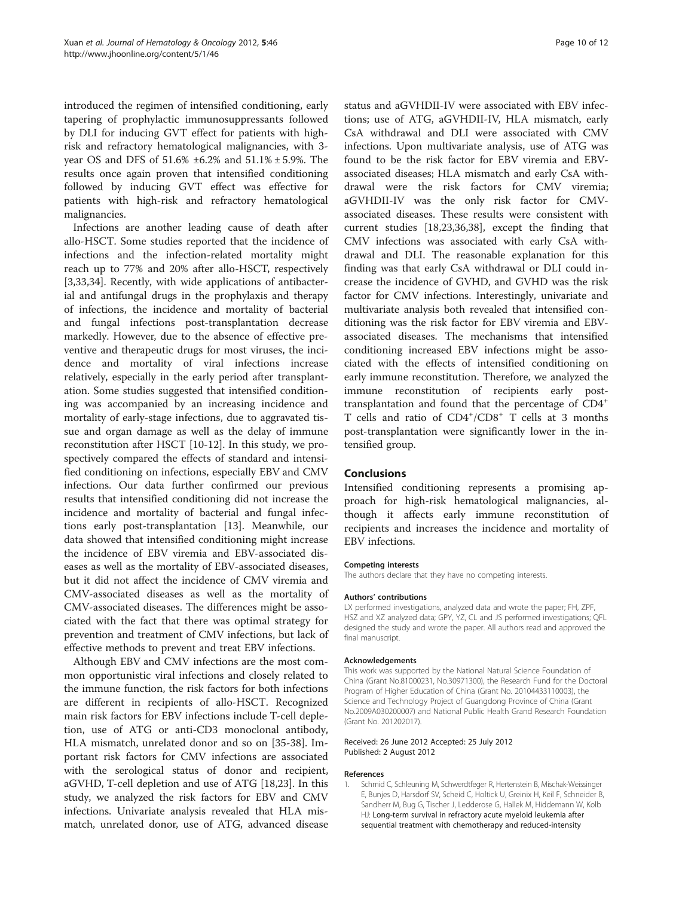introduced the regimen of intensified conditioning, early tapering of prophylactic immunosuppressants followed by DLI for inducing GVT effect for patients with high-risk and refractory hematological malignancies, with 3-year OS and DFS of 51.6% ±6.2% and 51.1% ± 5.9%. The results once again proven that intensified conditioning followed by inducing GVT effect was effective for patients with high-risk and refractory hematological malignancies.

Infections are another leading cause of death after allo-HSCT. Some studies reported that the incidence of infections and the infection-related mortality might reach up to 77% and 20% after allo-HSCT, respectively [3,33,34]. Recently, with wide applications of antibacterial and antifungal drugs in the prophylaxis and therapy of infections, the incidence and mortality of bacterial and fungal infections post-transplantation decrease markedly. However, due to the absence of effective preventive and therapeutic drugs for most viruses, the incidence and mortality of viral infections increase relatively, especially in the early period after transplantation. Some studies suggested that intensified conditioning was accompanied by an increasing incidence and mortality of early-stage infections, due to aggravated tissue and organ damage as well as the delay of immune reconstitution after HSCT [10-12]. In this study, we prospectively compared the effects of standard and intensified conditioning on infections, especially EBV and CMV infections. Our data further confirmed our previous results that intensified conditioning did not increase the incidence and mortality of bacterial and fungal infections early post-transplantation [13]. Meanwhile, our data showed that intensified conditioning might increase the incidence of EBV viremia and EBV-associated diseases as well as the mortality of EBV-associated diseases, but it did not affect the incidence of CMV viremia and CMV-associated diseases as well as the mortality of CMV-associated diseases. The differences might be associated with the fact that there was optimal strategy for prevention and treatment of CMV infections, but lack of effective methods to prevent and treat EBV infections.

Although EBV and CMV infections are the most common opportunistic viral infections and closely related to the immune function, the risk factors for both infections are different in recipients of allo-HSCT. Recognized main risk factors for EBV infections include T-cell depletion, use of ATG or anti-CD3 monoclonal antibody, HLA mismatch, unrelated donor and so on [35-38]. Important risk factors for CMV infections are associated with the serological status of donor and recipient, aGVHD, T-cell depletion and use of ATG [18,23]. In this study, we analyzed the risk factors for EBV and CMV infections. Univariate analysis revealed that HLA mismatch, unrelated donor, use of ATG, advanced disease status and aGVHDII-IV were associated with EBV infections; use of ATG, aGVHDII-IV, HLA mismatch, early CsA withdrawal and DLI were associated with CMV infections. Upon multivariate analysis, use of ATG was found to be the risk factor for EBV viremia and EBV-associated diseases; HLA mismatch and early CsA withdrawal were the risk factors for CMV viremia; aGVHDII-IV was the only risk factor for CMV-associated diseases. These results were consistent with current studies [18,23,36,38], except the finding that CMV infections was associated with early CsA withdrawal and DLI. The reasonable explanation for this finding was that early CsA withdrawal or DLI could increase the incidence of GVHD, and GVHD was the risk factor for CMV infections. Interestingly, univariate and multivariate analysis both revealed that intensified conditioning was the risk factor for EBV viremia and EBV-associated diseases. The mechanisms that intensified conditioning increased EBV infections might be associated with the effects of intensified conditioning on early immune reconstitution. Therefore, we analyzed the immune reconstitution of recipients early post-transplantation and found that the percentage of $CD4^+$ T cells and ratio of $CD4^+/CD8^+$ T cells at 3 months post-transplantation were significantly lower in the intensified group.

## Conclusions

Intensified conditioning represents a promising approach for high-risk hematological malignancies, although it affects early immune reconstitution of recipients and increases the incidence and mortality of EBV infections.

#### Competing interests

The authors declare that they have no competing interests.

#### Authors' contributions

LX performed investigations, analyzed data and wrote the paper; FH, ZPF, HSZ and XZ analyzed data; GPY, YZ, CL and JS performed investigations; QFL designed the study and wrote the paper. All authors read and approved the final manuscript.

#### Acknowledgements

This work was supported by the National Natural Science Foundation of China (Grant No.81000231, No.30971300), the Research Fund for the Doctoral Program of Higher Education of China (Grant No. 20104433110003), the Science and Technology Project of Guangdong Province of China (Grant No.2009A030200007) and National Public Health Grand Research Foundation (Grant No. 201202017).

Received: 26 June 2012 Accepted: 25 July 2012
Published: 2 August 2012

#### References

1. Schmid C, Schleuning M, Schwerdtfeger R, Hertenstein B, Mischak-Weissinger E, Bunjes D, Harsdorf SV, Scheid C, Holtick U, Greinix H, Keil F, Schneider B, Sandherr M, Bug G, Tischer J, Ledderose G, Hallek M, Hiddemann W, Kolb HJ: Long-term survival in refractory acute myeloid leukemia after sequential treatment with chemotherapy and reduced-intensity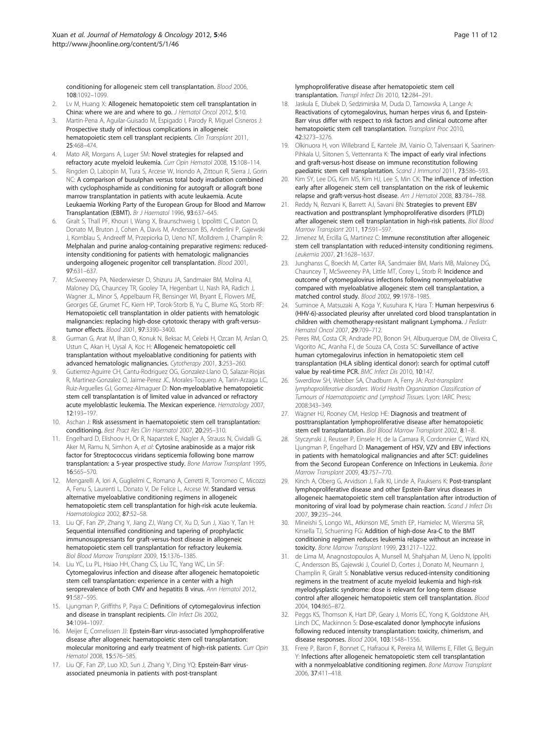conditioning for allogeneic stem cell transplantation. *Blood* 2006, **108**:1092–1099.

2. Lv M, Huang X: **Allogeneic hematopoietic stem cell transplantation in China: where we are and where to go.** *J Hematol Oncol* 2012, **5**:10.
3. Martin-Pena A, Aguilar-Guisado M, Espigado I, Parody R, Miguel Cisneros J: **Prospective study of infectious complications in allogeneic hematopoietic stem cell transplant recipients.** *Clin Transplant* 2011, **25**:468–474.
4. Mato AR, Morgans A, Luger SM: **Novel strategies for relapsed and refractory acute myeloid leukemia.** *Curr Opin Hematol* 2008, **15**:108–114.
5. Ringden O, Labopin M, Tura S, Arcese W, Iriondo A, Zittoun R, Sierra J, Gorin NC: **A comparison of busulphan versus total body irradiation combined with cyclophosphamide as conditioning for autograft or allograft bone marrow transplantation in patients with acute leukaemia. Acute Leukaemia Working Party of the European Group for Blood and Marrow Transplantation (EBMT).** *Br J Haematol* 1996, **93**:637–645.
6. Giralt S, Thall PF, Khouri I, Wang X, Braunschweig I, Ippolitti C, Claxton D, Donato M, Bruton J, Cohen A, Davis M, Andersson BS, Anderlini P, Gajewski J, Kornblau S, Andreeff M, Przepiorka D, Ueno NT, Molldrem J, Champlin R: **Melphalan and purine analog-containing preparative regimens: reduced-intensity conditioning for patients with hematologic malignancies undergoing allogeneic progenitor cell transplantation.** *Blood* 2001, **97**:631–637.
7. McSweeney PA, Niederwieser D, Shizuru JA, Sandmaier BM, Molina AJ, Maloney DG, Chauncey TR, Gooley TA, Hegenbart U, Nash RA, Radich J, Wagner JL, Minor S, Appelbaum FR, Bensinger WI, Bryant E, Flowers ME, Georges GE, Grumet FC, Kiem HP, Torok-Storb B, Yu C, Blume KG, Storb RF: **Hematopoietic cell transplantation in older patients with hematologic malignancies: replacing high-dose cytotoxic therapy with graft-versus-tumor effects.** *Blood* 2001, **97**:3390–3400.
8. Gurman G, Arat M, Ilhan O, Konuk N, Beksac M, Celebi H, Ozcan M, Arslan O, Ustun C, Akan H, Uysal A, Koc H: **Allogeneic hematopoietic cell transplantation without myeloablative conditioning for patients with advanced hematologic malignancies.** *Cytotherapy* 2001, **3**:253–260.
9. Gutierrez-Aguirre CH, Cantu-Rodriguez OG, Gonzalez-Llano O, Salazar-Riojas R, Martinez-Gonzalez O, Jaime-Perez JC, Morales-Toquero A, Tarin-Arzaga LC, Ruiz-Arguelles GJ, Gomez-Almaguer D: **Non-myeloablative hematopoietic stem cell transplantation is of limited value in advanced or refractory acute myeloblastic leukemia. The Mexican experience.** *Hematology* 2007, **12**:193–197.
10. Aschan J: **Risk assessment in haematopoietic stem cell transplantation: conditioning.** *Best Pract Res Clin Haematol* 2007, **20**:295–310.
11. Engelhard D, Elishoov H, Or R, Naparstek E, Nagler A, Strauss N, Cividalli G, Aker M, Ramu N, Simhon A, *et al*: **Cytosine arabinoside as a major risk factor for Streptococcus viridans septicemia following bone marrow transplantation: a 5-year prospective study.** *Bone Marrow Transplant* 1995, **16**:565–570.
12. Mengarelli A, Iori A, Guglielmi C, Romano A, Cerretti R, Torromeo C, Micozzi A, Fenu S, Laurenti L, Donato V, De Felice L, Arcese W: **Standard versus alternative myeloablative conditioning regimens in allogeneic hematopoietic stem cell transplantation for high-risk acute leukemia.** *Haematologica* 2002, **87**:52–58.
13. Liu QF, Fan ZP, Zhang Y, Jiang ZJ, Wang CY, Xu D, Sun J, Xiao Y, Tan H: **Sequential intensified conditioning and tapering of prophylactic immunosuppressants for graft-versus-host disease in allogeneic hematopoietic stem cell transplantation for refractory leukemia.** *Biol Blood Marrow Transplant* 2009, **15**:1376–1385.
14. Liu YC, Lu PL, Hsiao HH, Chang CS, Liu TC, Yang WC, Lin SF: **Cytomegalovirus infection and disease after allogeneic hematopoietic stem cell transplantation: experience in a center with a high seroprevalence of both CMV and hepatitis B virus.** *Ann Hematol* 2012, **91**:587–595.
15. Ljungman P, Griffiths P, Paya C: **Definitions of cytomegalovirus infection and disease in transplant recipients.** *Clin Infect Dis* 2002, **34**:1094–1097.
16. Meijer E, Cornelissen JJ: **Epstein-Barr virus-associated lymphoproliferative disease after allogeneic haematopoietic stem cell transplantation: molecular monitoring and early treatment of high-risk patients.** *Curr Opin Hematol* 2008, **15**:576–585.
17. Liu QF, Fan ZP, Luo XD, Sun J, Zhang Y, Ding YQ: **Epstein-Barr virus-associated pneumonia in patients with post-transplant lymphoproliferative disease after hematopoietic stem cell transplantation.** *Transpl Infect Dis* 2010, **12**:284–291.
18. Jaskula E, Dlubek D, Sedzimirska M, Duda D, Tarnowska A, Lange A: **Reactivations of cytomegalovirus, human herpes virus 6, and Epstein-Barr virus differ with respect to risk factors and clinical outcome after hematopoietic stem cell transplantation.** *Transplant Proc* 2010, **42**:3273–3276.
19. Olkinuora H, von Willebrand E, Kantele JM, Vainio O, Talvensaari K, Saarinen-Pihkala U, Siitonen S, Vettenranta K: **The impact of early viral infections and graft-versus-host disease on immune reconstitution following paediatric stem cell transplantation.** *Scand J Immunol* 2011, **73**:586–593.
20. Kim SY, Lee DG, Kim MS, Kim HJ, Lee S, Min CK: **The influence of infection early after allogeneic stem cell transplantation on the risk of leukemic relapse and graft-versus-host disease.** *Am J Hematol* 2008, **83**:784–788.
21. Reddy N, Rezvani K, Barrett AJ, Savani BN: **Strategies to prevent EBV reactivation and posttransplant lymphoproliferative disorders (PTLD) after allogeneic stem cell transplantation in high-risk patients.** *Biol Blood Marrow Transplant* 2011, **17**:591–597.
22. Jimenez M, Ercilla G, Martinez C: **Immune reconstitution after allogeneic stem cell transplantation with reduced-intensity conditioning regimens.** *Leukemia* 2007, **21**:1628–1637.
23. Junghanss C, Boeckh M, Carter RA, Sandmaier BM, Maris MB, Maloney DG, Chauncey T, McSweeney PA, Little MT, Corey L, Storb R: **Incidence and outcome of cytomegalovirus infections following nonmyeloablative compared with myeloablative allogeneic stem cell transplantation, a matched control study.** *Blood* 2002, **99**:1978–1985.
24. Suminoe A, Matsuzaki A, Koga Y, Kusuhara K, Hara T: **Human herpesvirus 6 (HHV-6)-associated pleurisy after unrelated cord blood transplantation in children with chemotherapy-resistant malignant Lymphoma.** *J Pediatr Hematol Oncol* 2007, **29**:709–712.
25. Peres RM, Costa CR, Andrade PD, Bonon SH, Albuquerque DM, de Oliveira C, Vigorito AC, Aranha FJ, de Souza CA, Costa SC: **Surveillance of active human cytomegalovirus infection in hematopoietic stem cell transplantation (HLA sibling identical donor): search for optimal cutoff value by real-time PCR.** *BMC Infect Dis* 2010, **10**:147.
26. Swerdlow SH, Webber SA, Chadburn A, Ferry JA: *Post-transplant lymphoproliferative disorders. World Health Organization Classification of Tumours of Haematopoietic and Lymphoid Tissues.* Lyon: IARC Press; 2008:343–349.
27. Wagner HJ, Rooney CM, Heslop HE: **Diagnosis and treatment of posttransplantation lymphoproliferative disease after hematopoietic stem cell transplantation.** *Biol Blood Marrow Transplant* 2002, **8**:1–8.
28. Styczynski J, Reusser P, Einsele H, de la Camara R, Cordonnier C, Ward KN, Ljungman P, Engelhard D: **Management of HSV, VZV and EBV infections in patients with hematological malignancies and after SCT: guidelines from the Second European Conference on Infections in Leukemia.** *Bone Marrow Transplant* 2009, **43**:757–770.
29. Kinch A, Oberg G, Arvidson J, Falk KI, Linde A, Pauksens K: **Post-transplant lymphoproliferative disease and other Epstein-Barr virus diseases in allogeneic haematopoietic stem cell transplantation after introduction of monitoring of viral load by polymerase chain reaction.** *Scand J Infect Dis* 2007, **39**:235–244.
30. Mineishi S, Longo WL, Atkinson ME, Smith EP, Hamielec M, Wiersma SR, Kinsella TJ, Schuening FG: **Addition of high-dose Ara-C to the BMT conditioning regimen reduces leukemia relapse without an increase in toxicity.** *Bone Marrow Transplant* 1999, **23**:1217–1222.
31. de Lima M, Anagnostopoulos A, Munsell M, Shahjahan M, Ueno N, Ippoliti C, Andersson BS, Gajewski J, Couriel D, Cortes J, Donato M, Neumann J, Champlin R, Giralt S: **Nonablative versus reduced-intensity conditioning regimens in the treatment of acute myeloid leukemia and high-risk myelodysplastic syndrome: dose is relevant for long-term disease control after allogeneic hematopoietic stem cell transplantation.** *Blood* 2004, **104**:865–872.
32. Peggs KS, Thomson K, Hart DP, Geary J, Morris EC, Yong K, Goldstone AH, Linch DC, Mackinnon S: **Dose-escalated donor lymphocyte infusions following reduced intensity transplantation: toxicity, chimerism, and disease responses.** *Blood* 2004, **103**:1548–1556.
33. Frere P, Baron F, Bonnet C, Hafraoui K, Pereira M, Willems E, Fillet G, Beguin Y: **Infections after allogeneic hematopoietic stem cell transplantation with a nonmyeloablative conditioning regimen.** *Bone Marrow Transplant* 2006, **37**:411–418.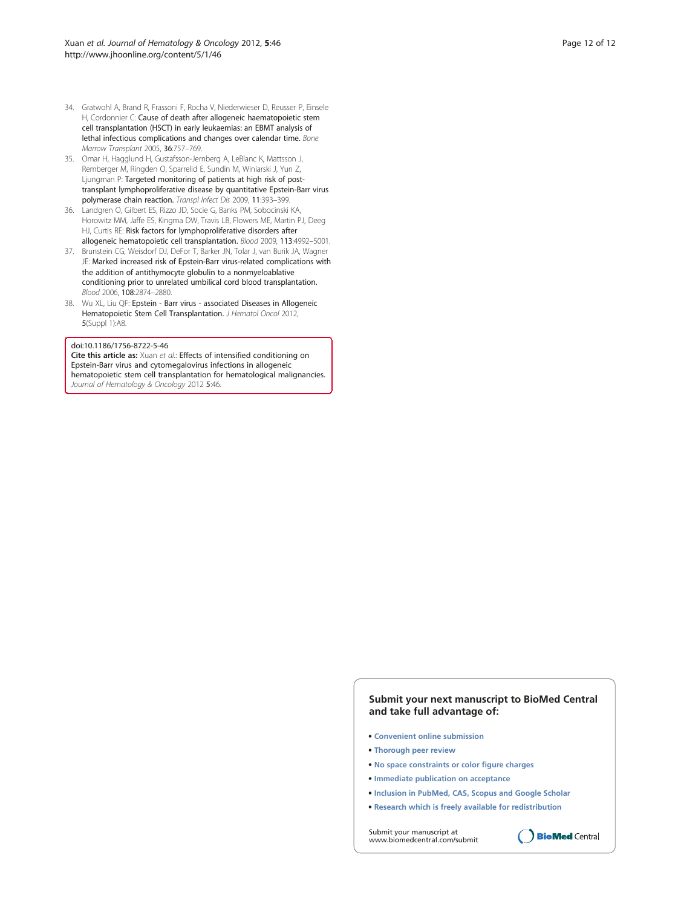34. Gratwohl A, Brand R, Frassoni F, Rocha V, Niederwieser D, Reusser P, Einsele H, Cordonnier C: **Cause of death after allogeneic haematopoietic stem cell transplantation (HSCT) in early leukaemias: an EBMT analysis of lethal infectious complications and changes over calendar time.** *Bone Marrow Transplant* 2005, **36**:757–769.
35. Omar H, Hagglund H, Gustafsson-Jernberg A, LeBlanc K, Mattsson J, Remberger M, Ringden O, Sparrelid E, Sundin M, Winiarski J, Yun Z, Ljungman P: **Targeted monitoring of patients at high risk of post-transplant lymphoproliferative disease by quantitative Epstein-Barr virus polymerase chain reaction.** *Transpl Infect Dis* 2009, **11**:393–399.
36. Landgren O, Gilbert ES, Rizzo JD, Socie G, Banks PM, Sobocinski KA, Horowitz MM, Jaffe ES, Kingma DW, Travis LB, Flowers ME, Martin PJ, Deeg HJ, Curtis RE: **Risk factors for lymphoproliferative disorders after allogeneic hematopoietic cell transplantation.** *Blood* 2009, **113**:4992–5001.
37. Brunstein CG, Weisdorf DJ, DeFor T, Barker JN, Tolar J, van Burik JA, Wagner JE: **Marked increased risk of Epstein-Barr virus-related complications with the addition of antithymocyte globulin to a nonmyeloablative conditioning prior to unrelated umbilical cord blood transplantation.** *Blood* 2006, **108**:2874–2880.
38. Wu XL, Liu QF: **Epstein - Barr virus - associated Diseases in Allogeneic Hematopoietic Stem Cell Transplantation.** *J Hematol Oncol* 2012, **5**(Suppl 1):A8.

doi:10.1186/1756-8722-5-46
**Cite this article as:** Xuan *et al.*: Effects of intensified conditioning on Epstein-Barr virus and cytomegalovirus infections in allogeneic hematopoietic stem cell transplantation for hematological malignancies. *Journal of Hematology & Oncology* 2012 **5**:46.

**Submit your next manuscript to BioMed Central and take full advantage of:**

- Convenient online submission
- Thorough peer review
- No space constraints or color figure charges
- Immediate publication on acceptance
- Inclusion in PubMed, CAS, Scopus and Google Scholar
- Research which is freely available for redistribution

Submit your manuscript at
www.biomedcentral.com/submit

BioMed Central